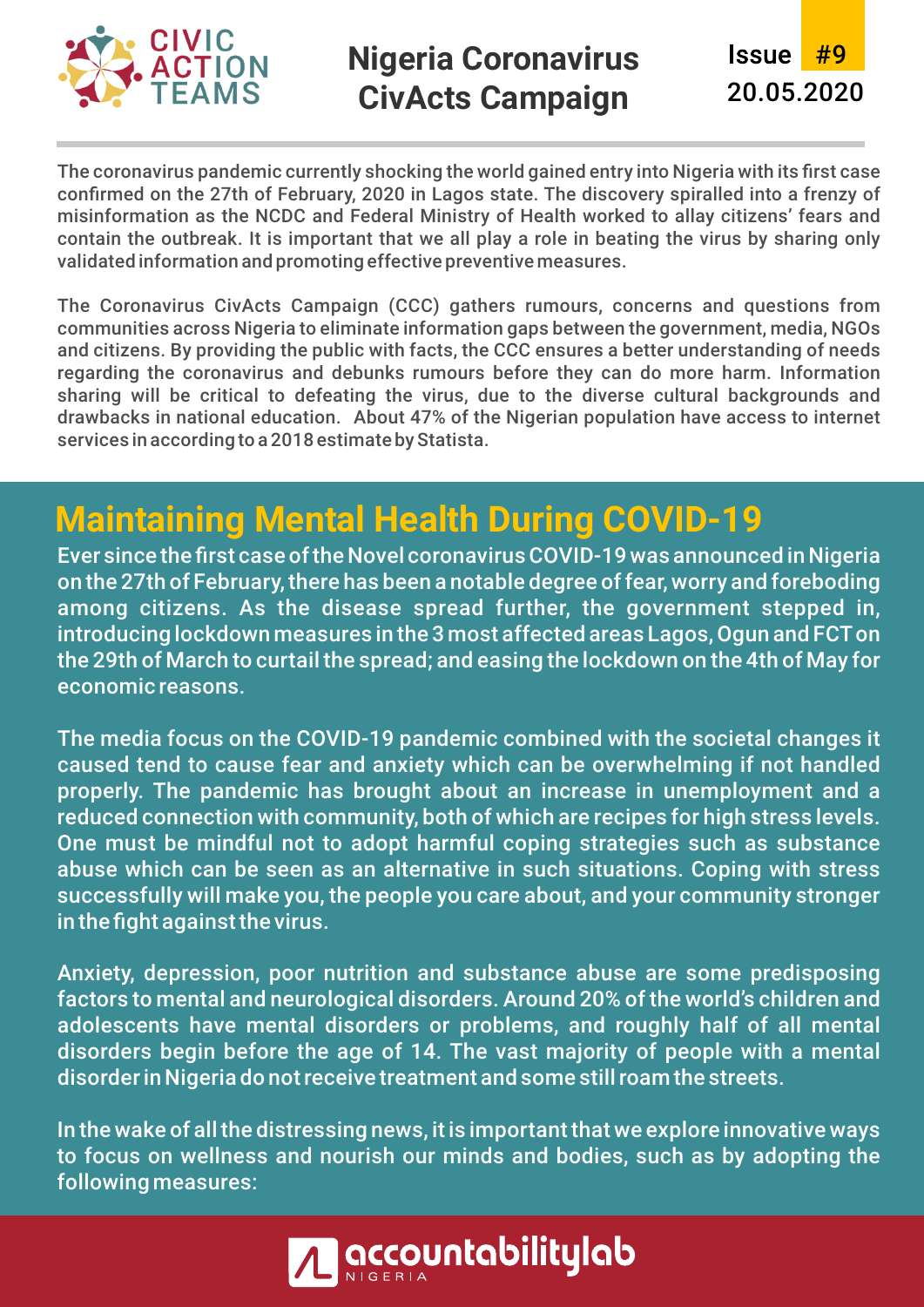CIVIC ACTION TEAMS

# Nigeria Coronavirus CivActs Campaign

Issue #9
20.05.2020

The coronavirus pandemic currently shocking the world gained entry into Nigeria with its first case confirmed on the 27th of February, 2020 in Lagos state. The discovery spiralled into a frenzy of misinformation as the NCDC and Federal Ministry of Health worked to allay citizens' fears and contain the outbreak. It is important that we all play a role in beating the virus by sharing only validated information and promoting effective preventive measures.

The Coronavirus CivActs Campaign (CCC) gathers rumours, concerns and questions from communities across Nigeria to eliminate information gaps between the government, media, NGOs and citizens. By providing the public with facts, the CCC ensures a better understanding of needs regarding the coronavirus and debunks rumours before they can do more harm. Information sharing will be critical to defeating the virus, due to the diverse cultural backgrounds and drawbacks in national education. About 47% of the Nigerian population have access to internet services in according to a 2018 estimate by Statista.

## Maintaining Mental Health During COVID-19

Ever since the first case of the Novel coronavirus COVID-19 was announced in Nigeria on the 27th of February, there has been a notable degree of fear, worry and foreboding among citizens. As the disease spread further, the government stepped in, introducing lockdown measures in the 3 most affected areas Lagos, Ogun and FCT on the 29th of March to curtail the spread; and easing the lockdown on the 4th of May for economic reasons.

The media focus on the COVID-19 pandemic combined with the societal changes it caused tend to cause fear and anxiety which can be overwhelming if not handled properly. The pandemic has brought about an increase in unemployment and a reduced connection with community, both of which are recipes for high stress levels. One must be mindful not to adopt harmful coping strategies such as substance abuse which can be seen as an alternative in such situations. Coping with stress successfully will make you, the people you care about, and your community stronger in the fight against the virus.

Anxiety, depression, poor nutrition and substance abuse are some predisposing factors to mental and neurological disorders. Around 20% of the world's children and adolescents have mental disorders or problems, and roughly half of all mental disorders begin before the age of 14. The vast majority of people with a mental disorder in Nigeria do not receive treatment and some still roam the streets.

In the wake of all the distressing news, it is important that we explore innovative ways to focus on wellness and nourish our minds and bodies, such as by adopting the following measures:

accountabilitylab NIGERIA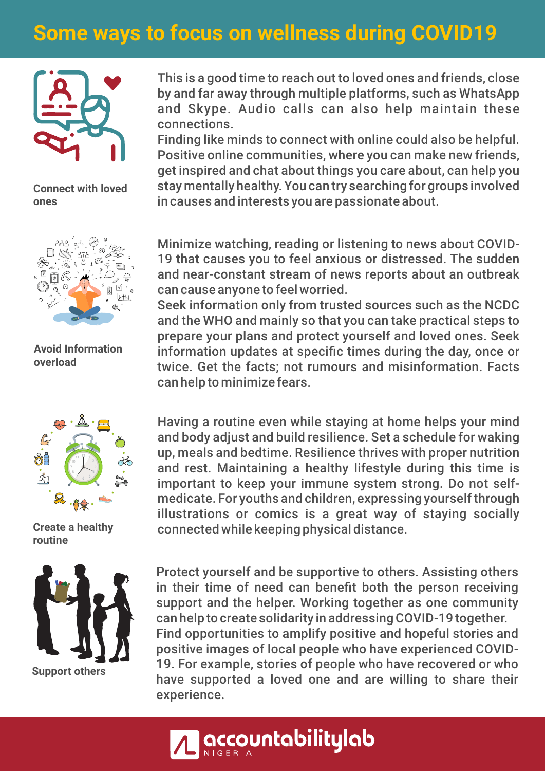# Some ways to focus on wellness during COVID19

**Connect with loved ones**

This is a good time to reach out to loved ones and friends, close by and far away through multiple platforms, such as WhatsApp and Skype. Audio calls can also help maintain these connections.

Finding like minds to connect with online could also be helpful. Positive online communities, where you can make new friends, get inspired and chat about things you care about, can help you stay mentally healthy. You can try searching for groups involved in causes and interests you are passionate about.

**Avoid Information overload**

Minimize watching, reading or listening to news about COVID-19 that causes you to feel anxious or distressed. The sudden and near-constant stream of news reports about an outbreak can cause anyone to feel worried.

Seek information only from trusted sources such as the NCDC and the WHO and mainly so that you can take practical steps to prepare your plans and protect yourself and loved ones. Seek information updates at specific times during the day, once or twice. Get the facts; not rumours and misinformation. Facts can help to minimize fears.

**Create a healthy routine**

Having a routine even while staying at home helps your mind and body adjust and build resilience. Set a schedule for waking up, meals and bedtime. Resilience thrives with proper nutrition and rest. Maintaining a healthy lifestyle during this time is important to keep your immune system strong. Do not self-medicate. For youths and children, expressing yourself through illustrations or comics is a great way of staying socially connected while keeping physical distance.

**Support others**

Protect yourself and be supportive to others. Assisting others in their time of need can benefit both the person receiving support and the helper. Working together as one community can help to create solidarity in addressing COVID-19 together.

Find opportunities to amplify positive and hopeful stories and positive images of local people who have experienced COVID-19. For example, stories of people who have recovered or who have supported a loved one and are willing to share their experience.

accountabilitylab NIGERIA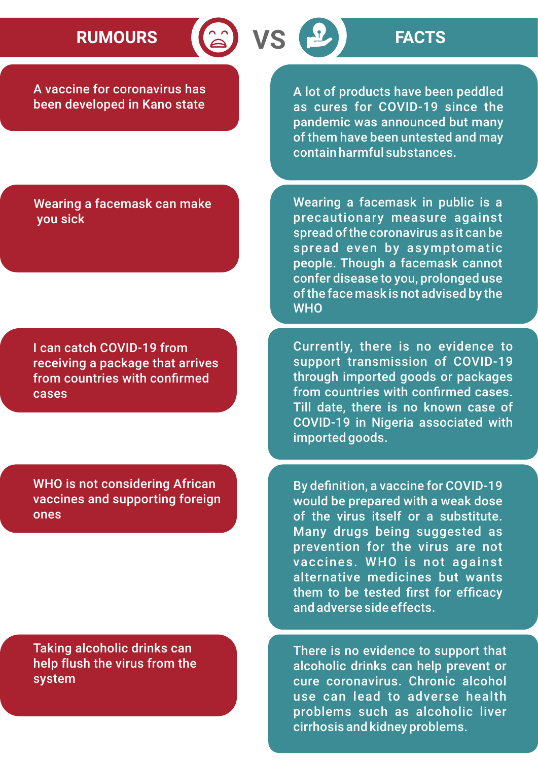| RUMOURS | FACTS |
| --- | --- |
| A vaccine for coronavirus has been developed in Kano state | A lot of products have been peddled as cures for COVID-19 since the pandemic was announced but many of them have been untested and may contain harmful substances. |
| Wearing a facemask can make you sick | Wearing a facemask in public is a precautionary measure against spread of the coronavirus as it can be spread even by asymptomatic people. Though a facemask cannot confer disease to you, prolonged use of the face mask is not advised by the WHO |
| I can catch COVID-19 from receiving a package that arrives from countries with confirmed cases | Currently, there is no evidence to support transmission of COVID-19 through imported goods or packages from countries with confirmed cases. Till date, there is no known case of COVID-19 in Nigeria associated with imported goods. |
| WHO is not considering African vaccines and supporting foreign ones | By definition, a vaccine for COVID-19 would be prepared with a weak dose of the virus itself or a substitute. Many drugs being suggested as prevention for the virus are not vaccines. WHO is not against alternative medicines but wants them to be tested first for efficacy and adverse side effects. |
| Taking alcoholic drinks can help flush the virus from the system | There is no evidence to support that alcoholic drinks can help prevent or cure coronavirus. Chronic alcohol use can lead to adverse health problems such as alcoholic liver cirrhosis and kidney problems. |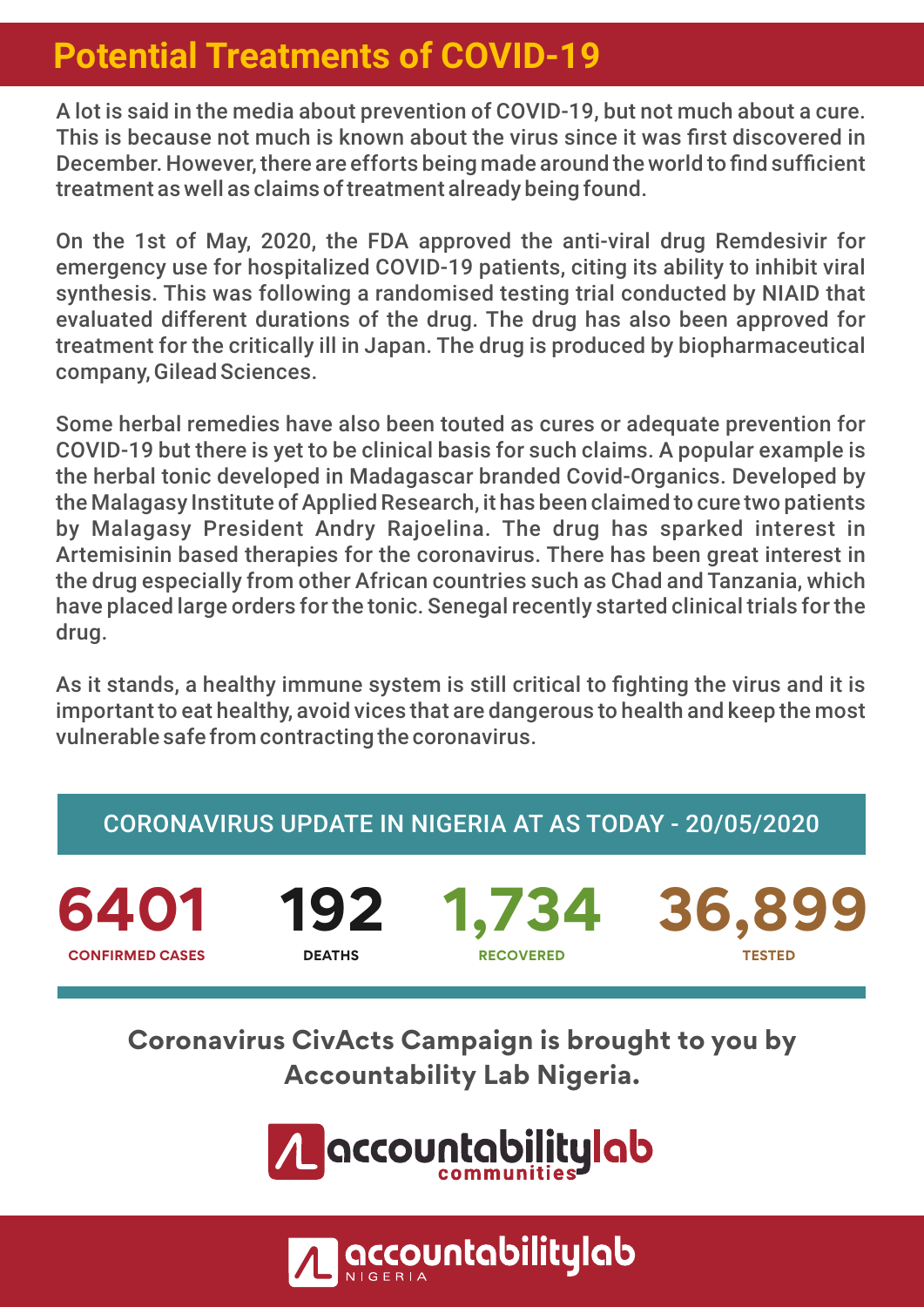# Potential Treatments of COVID-19

A lot is said in the media about prevention of COVID-19, but not much about a cure. This is because not much is known about the virus since it was first discovered in December. However, there are efforts being made around the world to find sufficient treatment as well as claims of treatment already being found.

On the 1st of May, 2020, the FDA approved the anti-viral drug Remdesivir for emergency use for hospitalized COVID-19 patients, citing its ability to inhibit viral synthesis. This was following a randomised testing trial conducted by NIAID that evaluated different durations of the drug. The drug has also been approved for treatment for the critically ill in Japan. The drug is produced by biopharmaceutical company, Gilead Sciences.

Some herbal remedies have also been touted as cures or adequate prevention for COVID-19 but there is yet to be clinical basis for such claims. A popular example is the herbal tonic developed in Madagascar branded Covid-Organics. Developed by the Malagasy Institute of Applied Research, it has been claimed to cure two patients by Malagasy President Andry Rajoelina. The drug has sparked interest in Artemisinin based therapies for the coronavirus. There has been great interest in the drug especially from other African countries such as Chad and Tanzania, which have placed large orders for the tonic. Senegal recently started clinical trials for the drug.

As it stands, a healthy immune system is still critical to fighting the virus and it is important to eat healthy, avoid vices that are dangerous to health and keep the most vulnerable safe from contracting the coronavirus.

## CORONAVIRUS UPDATE IN NIGERIA AT AS TODAY - 20/05/2020

| 6401 | 192 | 1,734 | 36,899 |
|---|---|---|---|
| CONFIRMED CASES | DEATHS | RECOVERED | TESTED |

**Coronavirus CivActs Campaign is brought to you by Accountability Lab Nigeria.**

accountabilitylab communities

accountabilitylab NIGERIA